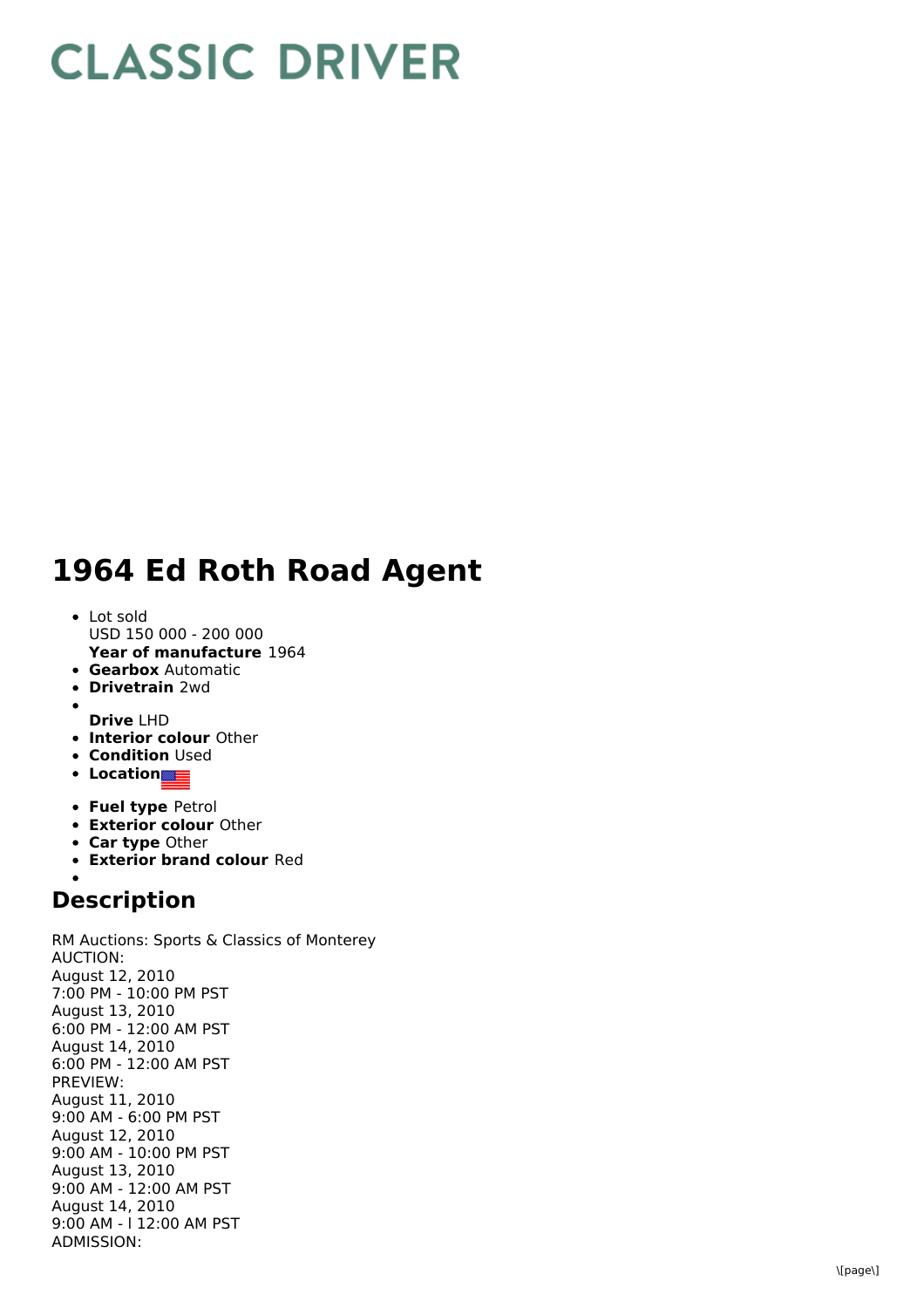# CLASSIC DRIVER

# 1964 Ed Roth Road Agent

- Lot sold
  USD 150 000 - 200 000
  **Year of manufacture** 1964
- **Gearbox** Automatic
- **Drivetrain** 2wd
- 
  **Drive** LHD
- **Interior colour** Other
- **Condition** Used
- **Location**
- **Fuel type** Petrol
- **Exterior colour** Other
- **Car type** Other
- **Exterior brand colour** Red
- 

## Description

RM Auctions: Sports & Classics of Monterey
AUCTION:
August 12, 2010
7:00 PM - 10:00 PM PST
August 13, 2010
6:00 PM - 12:00 AM PST
August 14, 2010
6:00 PM - 12:00 AM PST
PREVIEW:
August 11, 2010
9:00 AM - 6:00 PM PST
August 12, 2010
9:00 AM - 10:00 PM PST
August 13, 2010
9:00 AM - 12:00 AM PST
August 14, 2010
9:00 AM - l 12:00 AM PST
ADMISSION: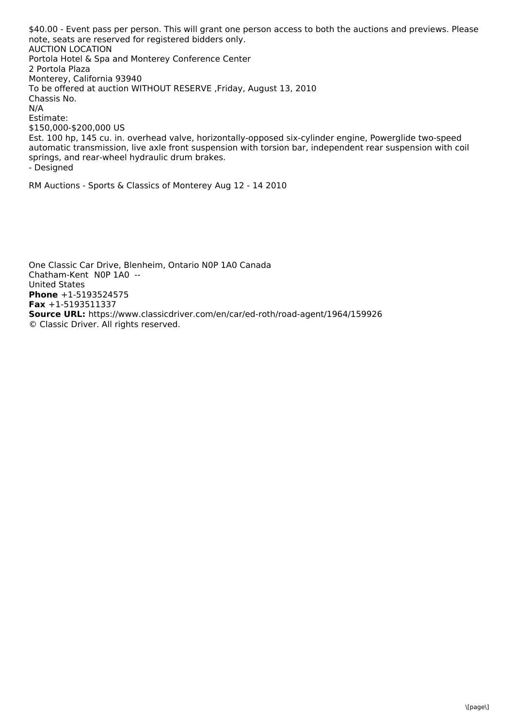$40.00 - Event pass per person. This will grant one person access to both the auctions and previews. Please note, seats are reserved for registered bidders only.
AUCTION LOCATION
Portola Hotel & Spa and Monterey Conference Center
2 Portola Plaza
Monterey, California 93940
To be offered at auction WITHOUT RESERVE ,Friday, August 13, 2010
Chassis No.
N/A
Estimate:
$150,000-$200,000 US
Est. 100 hp, 145 cu. in. overhead valve, horizontally-opposed six-cylinder engine, Powerglide two-speed automatic transmission, live axle front suspension with torsion bar, independent rear suspension with coil springs, and rear-wheel hydraulic drum brakes.
- Designed

RM Auctions - Sports & Classics of Monterey Aug 12 - 14 2010

One Classic Car Drive, Blenheim, Ontario N0P 1A0 Canada
Chatham-Kent N0P 1A0 --
United States
**Phone** +1-5193524575
**Fax** +1-5193511337
**Source URL:** https://www.classicdriver.com/en/car/ed-roth/road-agent/1964/159926
© Classic Driver. All rights reserved.